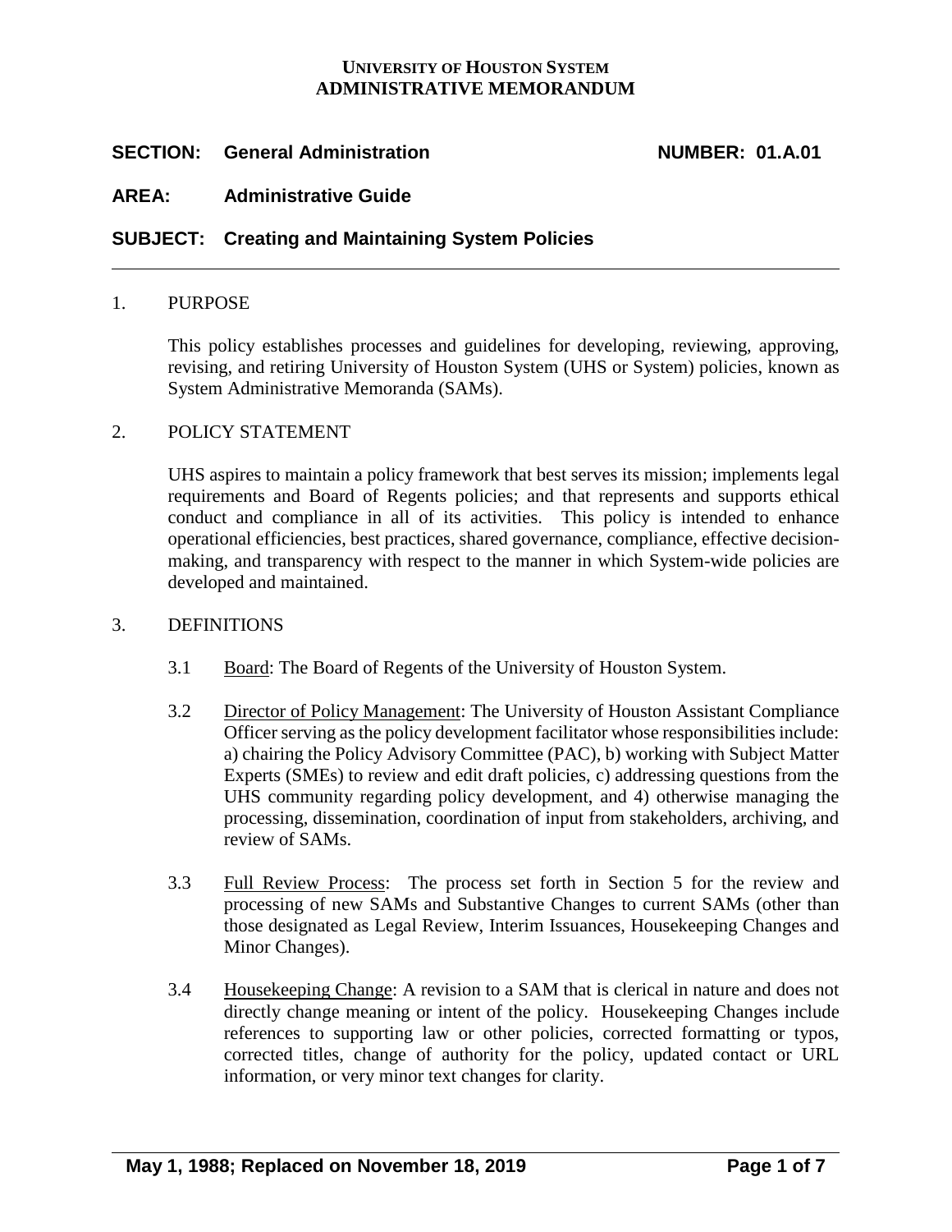**UNIVERSITY OF HOUSTON SYSTEM**
**ADMINISTRATIVE MEMORANDUM**

**SECTION: General Administration** **NUMBER: 01.A.01**

**AREA: Administrative Guide**

**SUBJECT: Creating and Maintaining System Policies**

---

1. PURPOSE

   This policy establishes processes and guidelines for developing, reviewing, approving, revising, and retiring University of Houston System (UHS or System) policies, known as System Administrative Memoranda (SAMs).

2. POLICY STATEMENT

   UHS aspires to maintain a policy framework that best serves its mission; implements legal requirements and Board of Regents policies; and that represents and supports ethical conduct and compliance in all of its activities. This policy is intended to enhance operational efficiencies, best practices, shared governance, compliance, effective decision-making, and transparency with respect to the manner in which System-wide policies are developed and maintained.

3. DEFINITIONS

   3.1 Board: The Board of Regents of the University of Houston System.

   3.2 Director of Policy Management: The University of Houston Assistant Compliance Officer serving as the policy development facilitator whose responsibilities include: a) chairing the Policy Advisory Committee (PAC), b) working with Subject Matter Experts (SMEs) to review and edit draft policies, c) addressing questions from the UHS community regarding policy development, and 4) otherwise managing the processing, dissemination, coordination of input from stakeholders, archiving, and review of SAMs.

   3.3 Full Review Process: The process set forth in Section 5 for the review and processing of new SAMs and Substantive Changes to current SAMs (other than those designated as Legal Review, Interim Issuances, Housekeeping Changes and Minor Changes).

   3.4 Housekeeping Change: A revision to a SAM that is clerical in nature and does not directly change meaning or intent of the policy. Housekeeping Changes include references to supporting law or other policies, corrected formatting or typos, corrected titles, change of authority for the policy, updated contact or URL information, or very minor text changes for clarity.

**May 1, 1988; Replaced on November 18, 2019**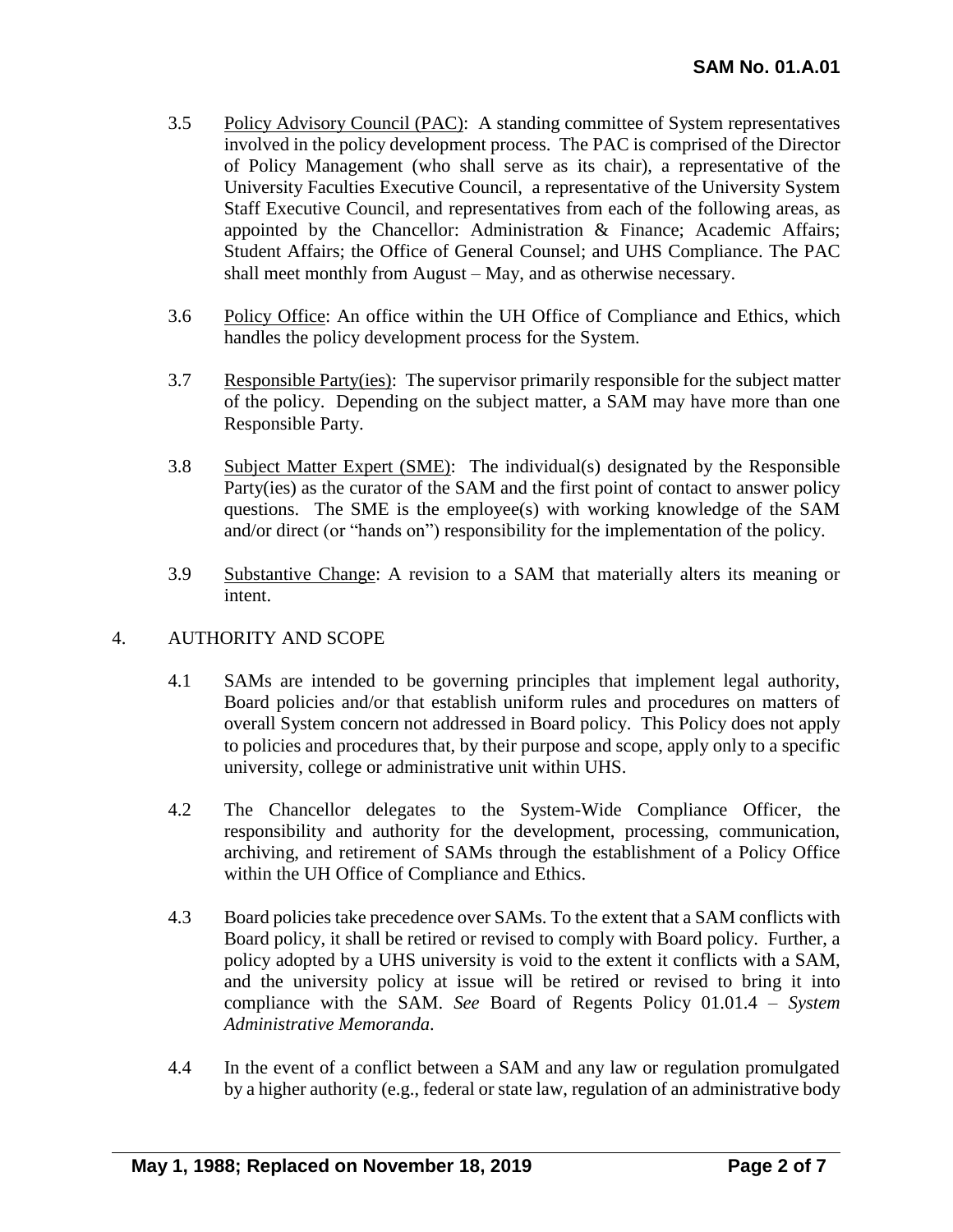3.5 Policy Advisory Council (PAC): A standing committee of System representatives involved in the policy development process. The PAC is comprised of the Director of Policy Management (who shall serve as its chair), a representative of the University Faculties Executive Council, a representative of the University System Staff Executive Council, and representatives from each of the following areas, as appointed by the Chancellor: Administration & Finance; Academic Affairs; Student Affairs; the Office of General Counsel; and UHS Compliance. The PAC shall meet monthly from August – May, and as otherwise necessary.

3.6 Policy Office: An office within the UH Office of Compliance and Ethics, which handles the policy development process for the System.

3.7 Responsible Party(ies): The supervisor primarily responsible for the subject matter of the policy. Depending on the subject matter, a SAM may have more than one Responsible Party.

3.8 Subject Matter Expert (SME): The individual(s) designated by the Responsible Party(ies) as the curator of the SAM and the first point of contact to answer policy questions. The SME is the employee(s) with working knowledge of the SAM and/or direct (or "hands on") responsibility for the implementation of the policy.

3.9 Substantive Change: A revision to a SAM that materially alters its meaning or intent.

## 4. AUTHORITY AND SCOPE

4.1 SAMs are intended to be governing principles that implement legal authority, Board policies and/or that establish uniform rules and procedures on matters of overall System concern not addressed in Board policy. This Policy does not apply to policies and procedures that, by their purpose and scope, apply only to a specific university, college or administrative unit within UHS.

4.2 The Chancellor delegates to the System-Wide Compliance Officer, the responsibility and authority for the development, processing, communication, archiving, and retirement of SAMs through the establishment of a Policy Office within the UH Office of Compliance and Ethics.

4.3 Board policies take precedence over SAMs. To the extent that a SAM conflicts with Board policy, it shall be retired or revised to comply with Board policy. Further, a policy adopted by a UHS university is void to the extent it conflicts with a SAM, and the university policy at issue will be retired or revised to bring it into compliance with the SAM. *See* Board of Regents Policy 01.01.4 – *System Administrative Memoranda.*

4.4 In the event of a conflict between a SAM and any law or regulation promulgated by a higher authority (e.g., federal or state law, regulation of an administrative body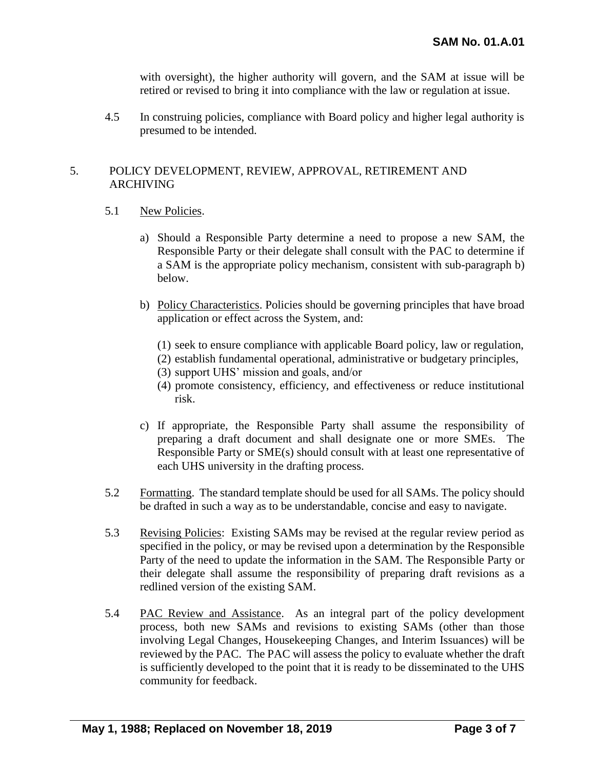with oversight), the higher authority will govern, and the SAM at issue will be retired or revised to bring it into compliance with the law or regulation at issue.

4.5 In construing policies, compliance with Board policy and higher legal authority is presumed to be intended.

## 5. POLICY DEVELOPMENT, REVIEW, APPROVAL, RETIREMENT AND ARCHIVING

5.1 New Policies.

a) Should a Responsible Party determine a need to propose a new SAM, the Responsible Party or their delegate shall consult with the PAC to determine if a SAM is the appropriate policy mechanism, consistent with sub-paragraph b) below.

b) Policy Characteristics. Policies should be governing principles that have broad application or effect across the System, and:

(1) seek to ensure compliance with applicable Board policy, law or regulation,
(2) establish fundamental operational, administrative or budgetary principles,
(3) support UHS' mission and goals, and/or
(4) promote consistency, efficiency, and effectiveness or reduce institutional risk.

c) If appropriate, the Responsible Party shall assume the responsibility of preparing a draft document and shall designate one or more SMEs. The Responsible Party or SME(s) should consult with at least one representative of each UHS university in the drafting process.

5.2 Formatting. The standard template should be used for all SAMs. The policy should be drafted in such a way as to be understandable, concise and easy to navigate.

5.3 Revising Policies: Existing SAMs may be revised at the regular review period as specified in the policy, or may be revised upon a determination by the Responsible Party of the need to update the information in the SAM. The Responsible Party or their delegate shall assume the responsibility of preparing draft revisions as a redlined version of the existing SAM.

5.4 PAC Review and Assistance. As an integral part of the policy development process, both new SAMs and revisions to existing SAMs (other than those involving Legal Changes, Housekeeping Changes, and Interim Issuances) will be reviewed by the PAC. The PAC will assess the policy to evaluate whether the draft is sufficiently developed to the point that it is ready to be disseminated to the UHS community for feedback.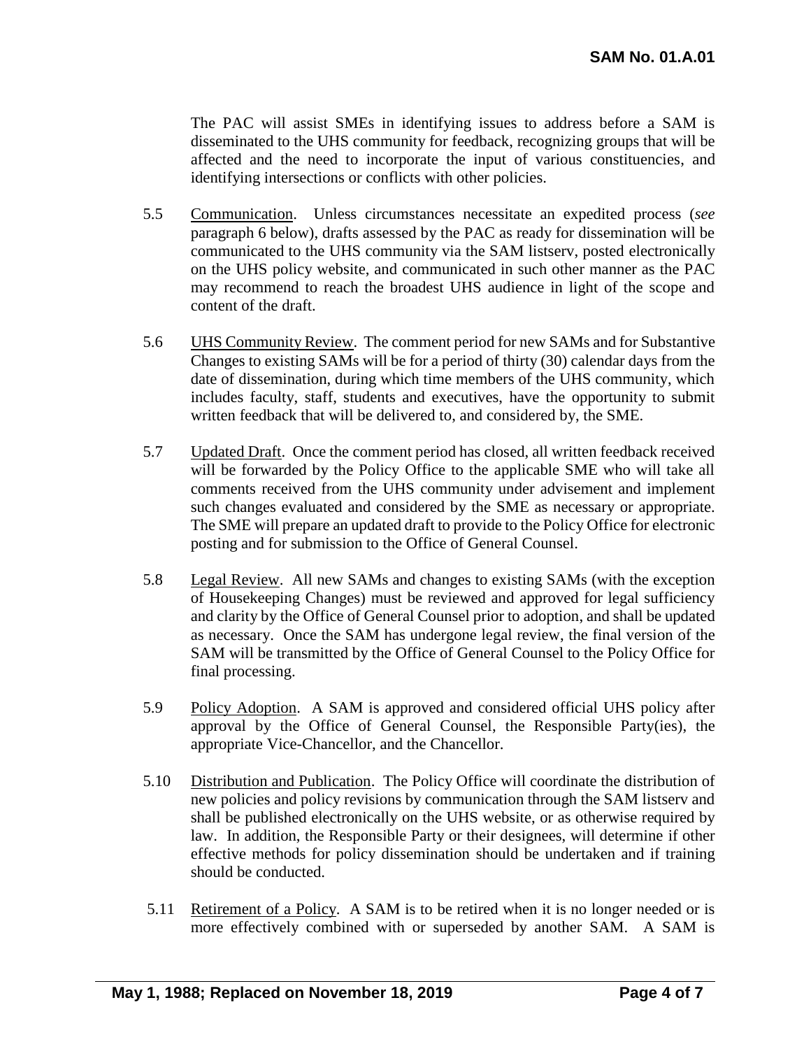The PAC will assist SMEs in identifying issues to address before a SAM is disseminated to the UHS community for feedback, recognizing groups that will be affected and the need to incorporate the input of various constituencies, and identifying intersections or conflicts with other policies.

5.5 Communication. Unless circumstances necessitate an expedited process (*see* paragraph 6 below), drafts assessed by the PAC as ready for dissemination will be communicated to the UHS community via the SAM listserv, posted electronically on the UHS policy website, and communicated in such other manner as the PAC may recommend to reach the broadest UHS audience in light of the scope and content of the draft.

5.6 UHS Community Review. The comment period for new SAMs and for Substantive Changes to existing SAMs will be for a period of thirty (30) calendar days from the date of dissemination, during which time members of the UHS community, which includes faculty, staff, students and executives, have the opportunity to submit written feedback that will be delivered to, and considered by, the SME.

5.7 Updated Draft. Once the comment period has closed, all written feedback received will be forwarded by the Policy Office to the applicable SME who will take all comments received from the UHS community under advisement and implement such changes evaluated and considered by the SME as necessary or appropriate. The SME will prepare an updated draft to provide to the Policy Office for electronic posting and for submission to the Office of General Counsel.

5.8 Legal Review. All new SAMs and changes to existing SAMs (with the exception of Housekeeping Changes) must be reviewed and approved for legal sufficiency and clarity by the Office of General Counsel prior to adoption, and shall be updated as necessary. Once the SAM has undergone legal review, the final version of the SAM will be transmitted by the Office of General Counsel to the Policy Office for final processing.

5.9 Policy Adoption. A SAM is approved and considered official UHS policy after approval by the Office of General Counsel, the Responsible Party(ies), the appropriate Vice-Chancellor, and the Chancellor.

5.10 Distribution and Publication. The Policy Office will coordinate the distribution of new policies and policy revisions by communication through the SAM listserv and shall be published electronically on the UHS website, or as otherwise required by law. In addition, the Responsible Party or their designees, will determine if other effective methods for policy dissemination should be undertaken and if training should be conducted.

5.11 Retirement of a Policy. A SAM is to be retired when it is no longer needed or is more effectively combined with or superseded by another SAM. A SAM is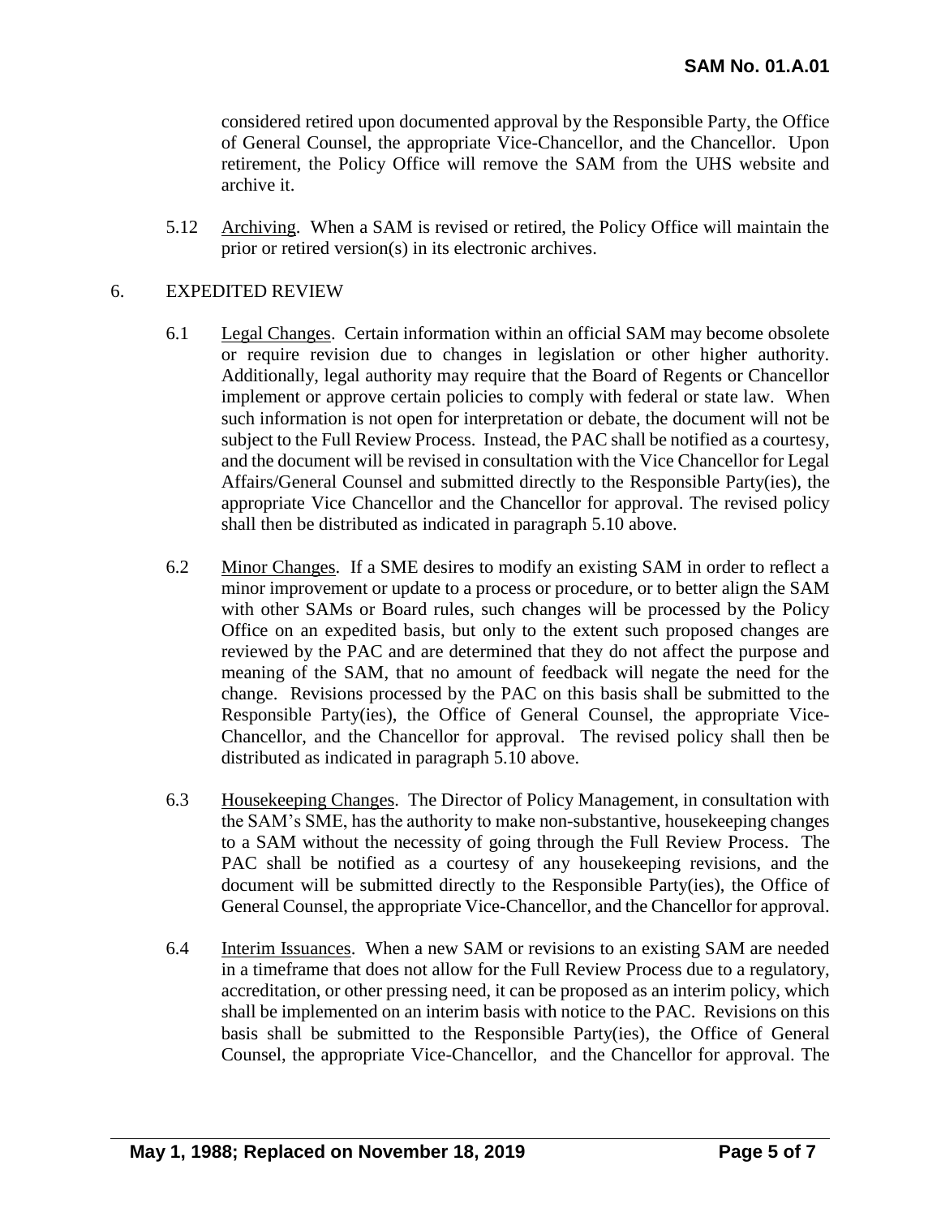considered retired upon documented approval by the Responsible Party, the Office of General Counsel, the appropriate Vice-Chancellor, and the Chancellor. Upon retirement, the Policy Office will remove the SAM from the UHS website and archive it.

5.12 Archiving. When a SAM is revised or retired, the Policy Office will maintain the prior or retired version(s) in its electronic archives.

6. EXPEDITED REVIEW

6.1 Legal Changes. Certain information within an official SAM may become obsolete or require revision due to changes in legislation or other higher authority. Additionally, legal authority may require that the Board of Regents or Chancellor implement or approve certain policies to comply with federal or state law. When such information is not open for interpretation or debate, the document will not be subject to the Full Review Process. Instead, the PAC shall be notified as a courtesy, and the document will be revised in consultation with the Vice Chancellor for Legal Affairs/General Counsel and submitted directly to the Responsible Party(ies), the appropriate Vice Chancellor and the Chancellor for approval. The revised policy shall then be distributed as indicated in paragraph 5.10 above.

6.2 Minor Changes. If a SME desires to modify an existing SAM in order to reflect a minor improvement or update to a process or procedure, or to better align the SAM with other SAMs or Board rules, such changes will be processed by the Policy Office on an expedited basis, but only to the extent such proposed changes are reviewed by the PAC and are determined that they do not affect the purpose and meaning of the SAM, that no amount of feedback will negate the need for the change. Revisions processed by the PAC on this basis shall be submitted to the Responsible Party(ies), the Office of General Counsel, the appropriate Vice-Chancellor, and the Chancellor for approval. The revised policy shall then be distributed as indicated in paragraph 5.10 above.

6.3 Housekeeping Changes. The Director of Policy Management, in consultation with the SAM's SME, has the authority to make non-substantive, housekeeping changes to a SAM without the necessity of going through the Full Review Process. The PAC shall be notified as a courtesy of any housekeeping revisions, and the document will be submitted directly to the Responsible Party(ies), the Office of General Counsel, the appropriate Vice-Chancellor, and the Chancellor for approval.

6.4 Interim Issuances. When a new SAM or revisions to an existing SAM are needed in a timeframe that does not allow for the Full Review Process due to a regulatory, accreditation, or other pressing need, it can be proposed as an interim policy, which shall be implemented on an interim basis with notice to the PAC. Revisions on this basis shall be submitted to the Responsible Party(ies), the Office of General Counsel, the appropriate Vice-Chancellor, and the Chancellor for approval. The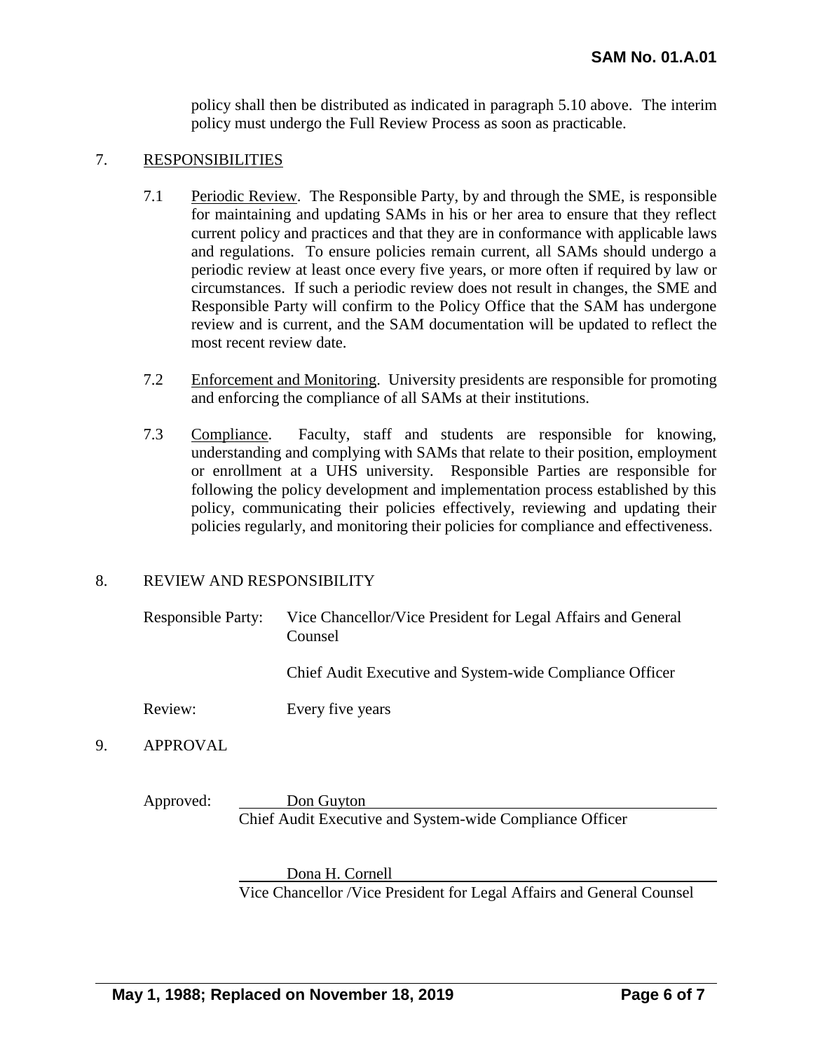policy shall then be distributed as indicated in paragraph 5.10 above. The interim policy must undergo the Full Review Process as soon as practicable.

## 7. RESPONSIBILITIES

7.1 Periodic Review. The Responsible Party, by and through the SME, is responsible for maintaining and updating SAMs in his or her area to ensure that they reflect current policy and practices and that they are in conformance with applicable laws and regulations. To ensure policies remain current, all SAMs should undergo a periodic review at least once every five years, or more often if required by law or circumstances. If such a periodic review does not result in changes, the SME and Responsible Party will confirm to the Policy Office that the SAM has undergone review and is current, and the SAM documentation will be updated to reflect the most recent review date.

7.2 Enforcement and Monitoring. University presidents are responsible for promoting and enforcing the compliance of all SAMs at their institutions.

7.3 Compliance. Faculty, staff and students are responsible for knowing, understanding and complying with SAMs that relate to their position, employment or enrollment at a UHS university. Responsible Parties are responsible for following the policy development and implementation process established by this policy, communicating their policies effectively, reviewing and updating their policies regularly, and monitoring their policies for compliance and effectiveness.

## 8. REVIEW AND RESPONSIBILITY

Responsible Party: Vice Chancellor/Vice President for Legal Affairs and General Counsel

Chief Audit Executive and System-wide Compliance Officer

Review: Every five years

## 9. APPROVAL

Approved: Don Guyton
Chief Audit Executive and System-wide Compliance Officer

Dona H. Cornell
Vice Chancellor /Vice President for Legal Affairs and General Counsel

May 1, 1988; Replaced on November 18, 2019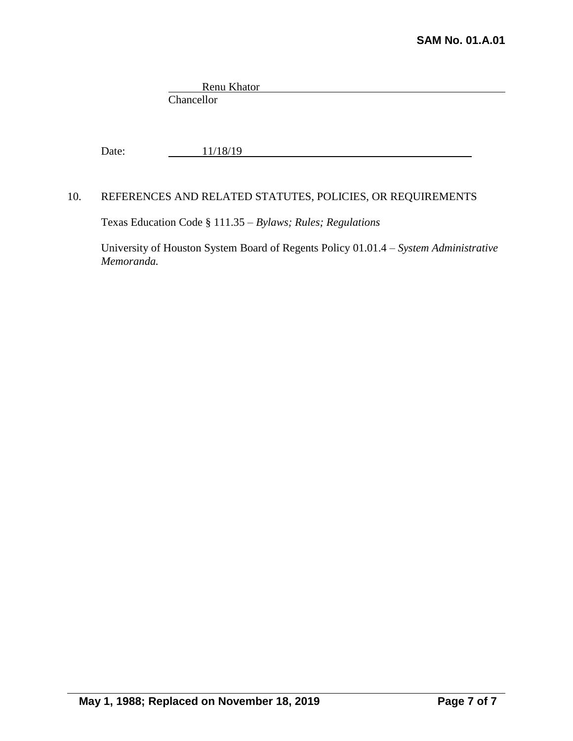Renu Khator
Chancellor

Date: 11/18/19

## 10. REFERENCES AND RELATED STATUTES, POLICIES, OR REQUIREMENTS

Texas Education Code § 111.35 – *Bylaws; Rules; Regulations*

University of Houston System Board of Regents Policy 01.01.4 – *System Administrative Memoranda.*